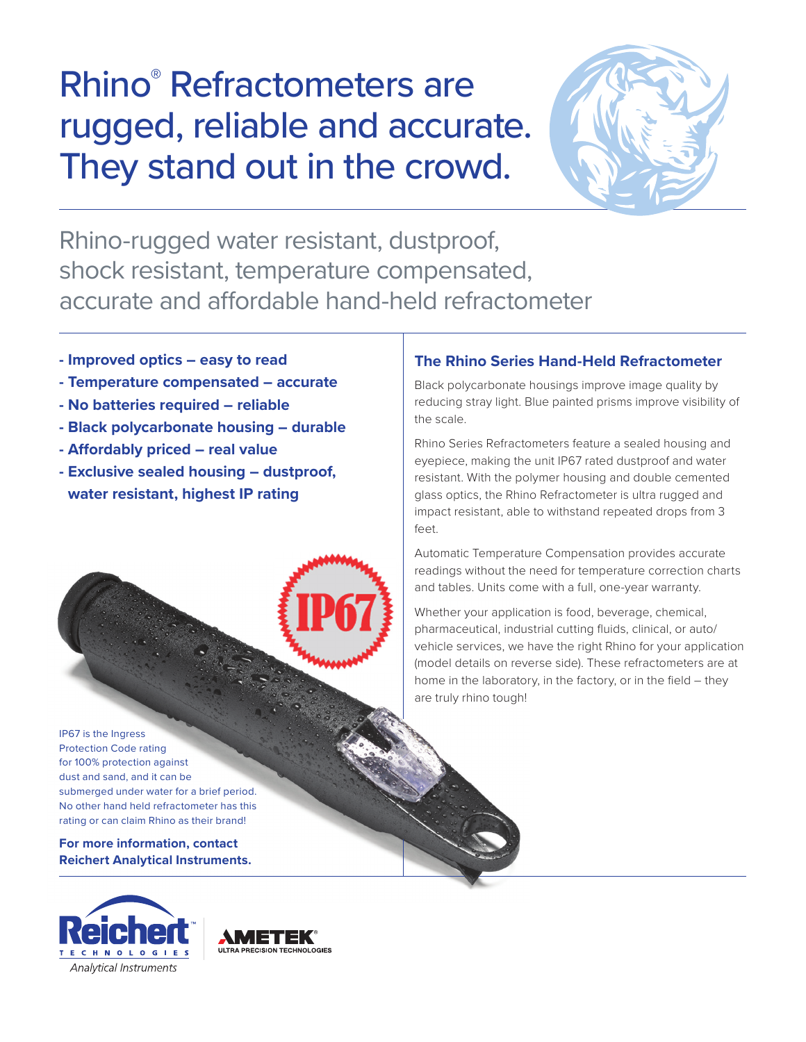# Rhino® Refractometers are rugged, reliable and accurate. They stand out in the crowd.

Rhino-rugged water resistant, dustproof, shock resistant, temperature compensated, accurate and affordable hand-held refractometer

- **Improved optics – easy to read**
- **Temperature compensated – accurate**
- **No batteries required – reliable**
- **Black polycarbonate housing – durable**
- **Affordably priced – real value**
- **Exclusive sealed housing – dustproof, water resistant, highest IP rating**

IP67

IP67 is the Ingress Protection Code rating for 100% protection against dust and sand, and it can be submerged under water for a brief period. No other hand held refractometer has this rating or can claim Rhino as their brand!

**For more information, contact Reichert Analytical Instruments.**

## The Rhino Series Hand-Held Refractometer

Black polycarbonate housings improve image quality by reducing stray light. Blue painted prisms improve visibility of the scale.

Rhino Series Refractometers feature a sealed housing and eyepiece, making the unit IP67 rated dustproof and water resistant. With the polymer housing and double cemented glass optics, the Rhino Refractometer is ultra rugged and impact resistant, able to withstand repeated drops from 3 feet.

Automatic Temperature Compensation provides accurate readings without the need for temperature correction charts and tables. Units come with a full, one-year warranty.

Whether your application is food, beverage, chemical, pharmaceutical, industrial cutting fluids, clinical, or auto/vehicle services, we have the right Rhino for your application (model details on reverse side). These refractometers are at home in the laboratory, in the factory, or in the field – they are truly rhino tough!

Reichert™ TECHNOLOGIES *Analytical Instruments*

AMETEK® ULTRA PRECISION TECHNOLOGIES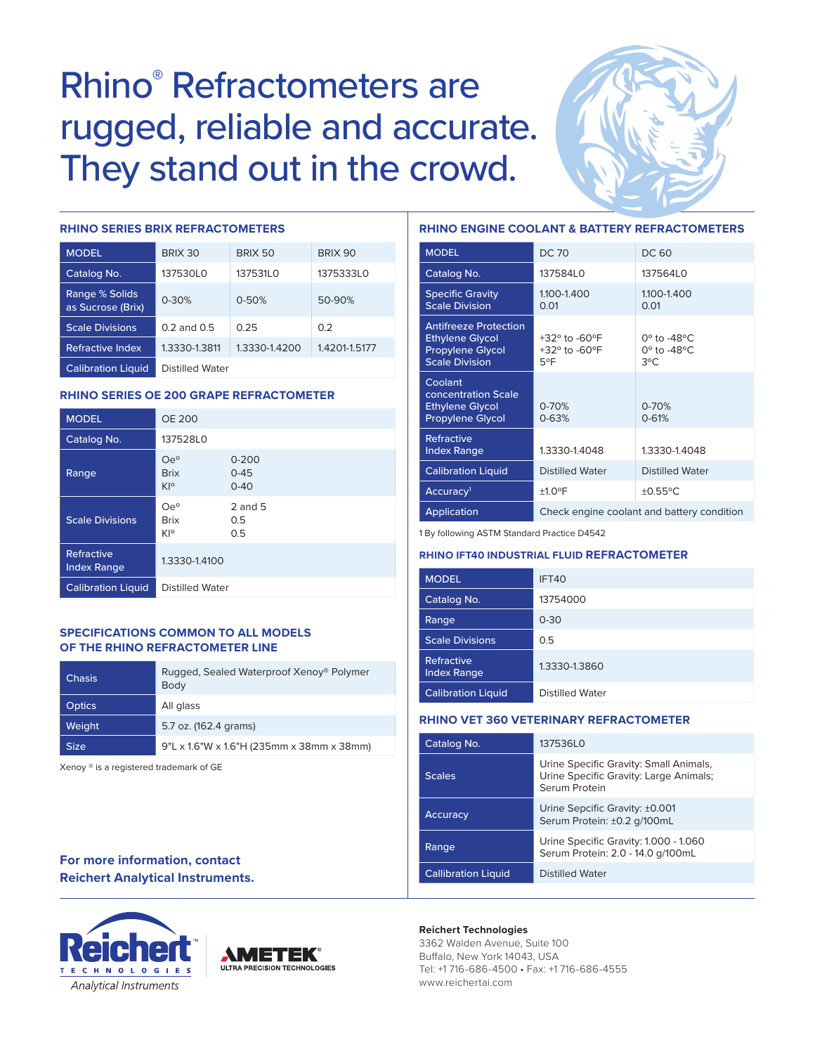# Rhino® Refractometers are rugged, reliable and accurate. They stand out in the crowd.

## RHINO SERIES BRIX REFRACTOMETERS

| MODEL | BRIX 30 | BRIX 50 | BRIX 90 |
|---|---|---|---|
| Catalog No. | 137530L0 | 137531L0 | 1375333L0 |
| Range % Solids as Sucrose (Brix) | 0-30% | 0-50% | 50-90% |
| Scale Divisions | 0.2 and 0.5 | 0.25 | 0.2 |
| Refractive Index | 1.3330-1.3811 | 1.3330-1.4200 | 1.4201-1.5177 |
| Calibration Liquid | Distilled Water | | |

## RHINO SERIES OE 200 GRAPE REFRACTOMETER

| MODEL | OE 200 | |
|---|---|---|
| Catalog No. | 137528L0 | |
| Range | Oe° <br> Brix <br> Kl° | 0-200 <br> 0-45 <br> 0-40 |
| Scale Divisions | Oe° <br> Brix <br> Kl° | 2 and 5 <br> 0.5 <br> 0.5 |
| Refractive Index Range | 1.3330-1.4100 | |
| Calibration Liquid | Distilled Water | |

## SPECIFICATIONS COMMON TO ALL MODELS OF THE RHINO REFRACTOMETER LINE

| | |
|---|---|
| Chasis | Rugged, Sealed Waterproof Xenoy® Polymer Body |
| Optics | All glass |
| Weight | 5.7 oz. (162.4 grams) |
| Size | 9"L x 1.6"W x 1.6"H (235mm x 38mm x 38mm) |

Xenoy ® is a registered trademark of GE

## RHINO ENGINE COOLANT & BATTERY REFRACTOMETERS

| MODEL | DC 70 | DC 60 |
|---|---|---|
| Catalog No. | 137584L0 | 137564L0 |
| Specific Gravity Scale Division | 1.100-1.400 <br> 0.01 | 1.100-1.400 <br> 0.01 |
| Antifreeze Protection Ethylene Glycol Propylene Glycol Scale Division | +32° to -60°F <br> +32° to -60°F <br> 5°F | 0° to -48°C <br> 0° to -48°C <br> 3°C |
| Coolant concentration Scale Ethylene Glycol Propylene Glycol | 0-70% <br> 0-63% | 0-70% <br> 0-61% |
| Refractive Index Range | 1.3330-1.4048 | 1.3330-1.4048 |
| Calibration Liquid | Distilled Water | Distilled Water |
| Accuracy[1] | ±1.0°F | ±0.55°C |
| Application | Check engine coolant and battery condition | |

1 By following ASTM Standard Practice D4542

## RHINO IFT40 INDUSTRIAL FLUID REFRACTOMETER

| MODEL | IFT40 |
|---|---|
| Catalog No. | 13754000 |
| Range | 0-30 |
| Scale Divisions | 0.5 |
| Refractive Index Range | 1.3330-1.3860 |
| Calibration Liquid | Distilled Water |

## RHINO VET 360 VETERINARY REFRACTOMETER

| | |
|---|---|
| Catalog No. | 137536L0 |
| Scales | Urine Specific Gravity: Small Animals, Urine Specific Gravity: Large Animals; Serum Protein |
| Accuracy | Urine Sepcific Gravity: ±0.001 <br> Serum Protein: ±0.2 g/100mL |
| Range | Urine Specific Gravity: 1.000 - 1.060 <br> Serum Protein: 2.0 - 14.0 g/100mL |
| Callibration Liquid | Distilled Water |

**For more information, contact Reichert Analytical Instruments.**

Reichert TECHNOLOGIES Analytical Instruments

AMETEK ULTRA PRECISION TECHNOLOGIES

**Reichert Technologies**
3362 Walden Avenue, Suite 100
Buffalo, New York 14043, USA
Tel: +1 716-686-4500 • Fax: +1 716-686-4555
www.reichertai.com